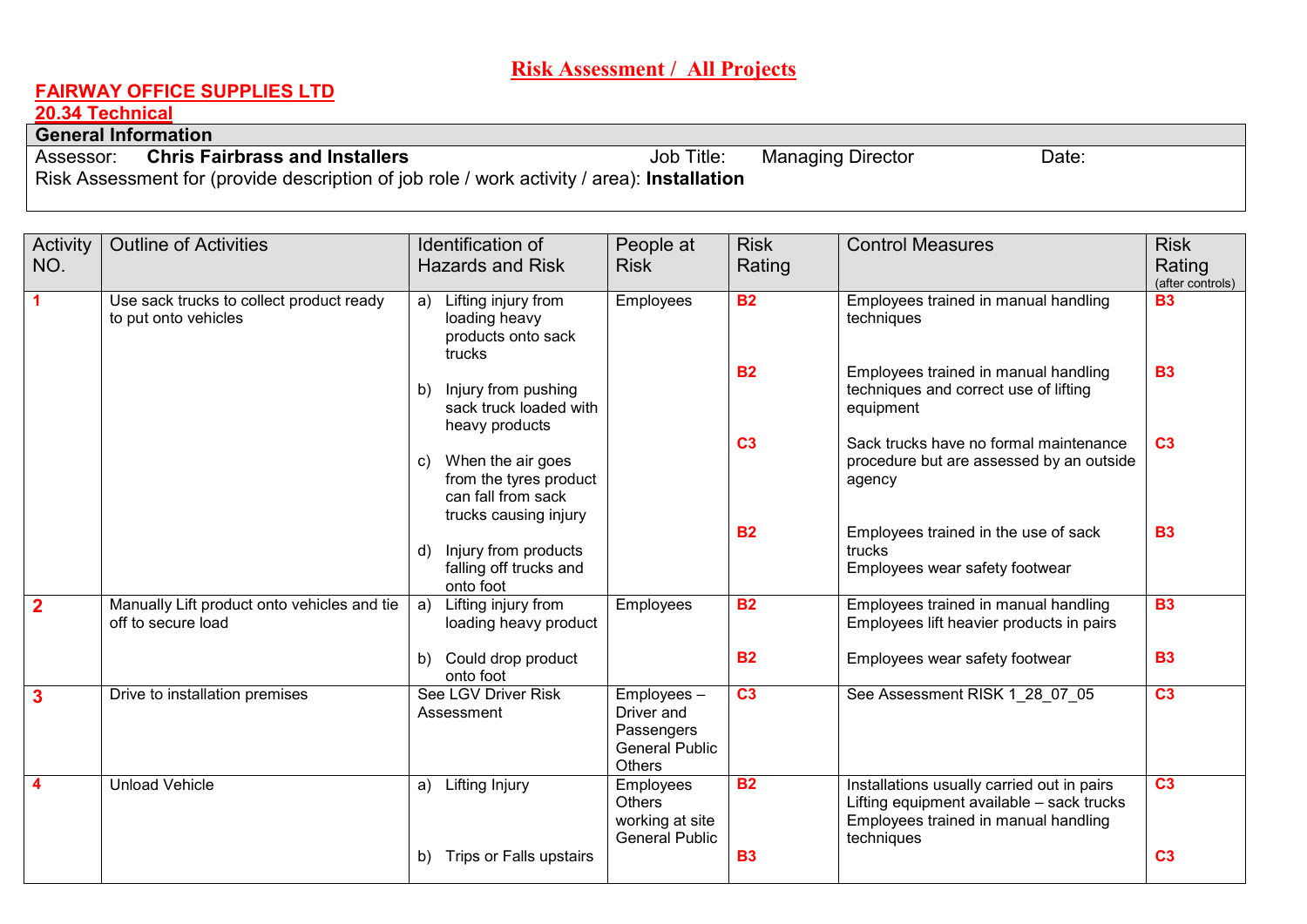# Risk Assessment / All Projects

**FAIRWAY OFFICE SUPPLIES LTD**

**20.34 Technical**

| General Information |
|---|
| Assessor: **Chris Fairbrass and Installers** Job Title: Managing Director Date: |
| Risk Assessment for (provide description of job role / work activity / area): **Installation** |

| Activity NO. | Outline of Activities | Identification of Hazards and Risk | People at Risk | Risk Rating | Control Measures | Risk Rating (after controls) |
|---|---|---|---|---|---|---|
| **1** | Use sack trucks to collect product ready to put onto vehicles | a) Lifting injury from loading heavy products onto sack trucks | Employees | **B2** | Employees trained in manual handling techniques | **B3** |
| | | b) Injury from pushing sack truck loaded with heavy products | | **B2** | Employees trained in manual handling techniques and correct use of lifting equipment | **B3** |
| | | c) When the air goes from the tyres product can fall from sack trucks causing injury | | **C3** | Sack trucks have no formal maintenance procedure but are assessed by an outside agency | **C3** |
| | | d) Injury from products falling off trucks and onto foot | | **B2** | Employees trained in the use of sack trucks<br>Employees wear safety footwear | **B3** |
| **2** | Manually Lift product onto vehicles and tie off to secure load | a) Lifting injury from loading heavy product | Employees | **B2** | Employees trained in manual handling<br>Employees lift heavier products in pairs | **B3** |
| | | b) Could drop product onto foot | | **B2** | Employees wear safety footwear | **B3** |
| **3** | Drive to installation premises | See LGV Driver Risk Assessment | Employees – Driver and Passengers<br>General Public<br>Others | **C3** | See Assessment RISK 1_28_07_05 | **C3** |
| **4** | Unload Vehicle | a) Lifting Injury | Employees<br>Others working at site<br>General Public | **B2** | Installations usually carried out in pairs<br>Lifting equipment available – sack trucks<br>Employees trained in manual handling techniques | **C3** |
| | | b) Trips or Falls upstairs | | **B3** | | **C3** |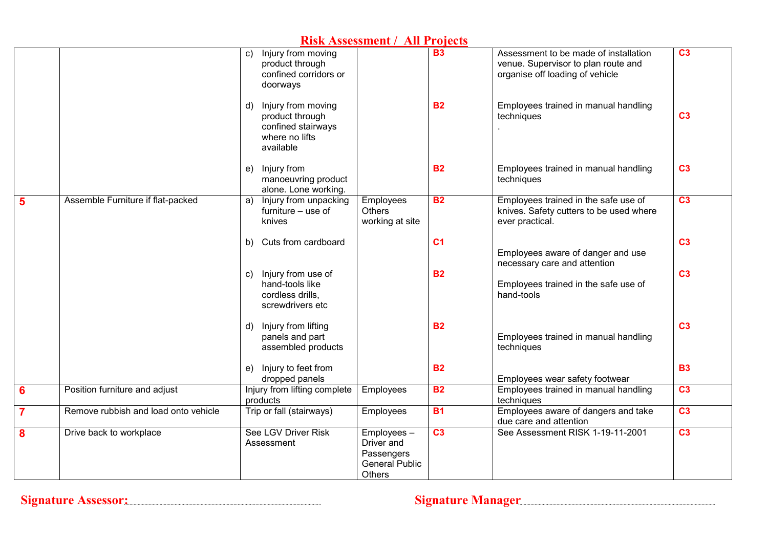# Risk Assessment / All Projects

| | | | | | | |
|---|---|---|---|---|---|---|
| | | c) Injury from moving product through confined corridors or doorways | | B3 | Assessment to be made of installation venue. Supervisor to plan route and organise off loading of vehicle | C3 |
| | | d) Injury from moving product through confined stairways where no lifts available | | B2 | Employees trained in manual handling techniques . | C3 |
| | | e) Injury from manoeuvring product alone. Lone working. | | B2 | Employees trained in manual handling techniques | C3 |
| **5** | Assemble Furniture if flat-packed | a) Injury from unpacking furniture – use of knives | Employees Others working at site | B2 | Employees trained in the safe use of knives. Safety cutters to be used where ever practical. | C3 |
| | | b) Cuts from cardboard | | C1 | Employees aware of danger and use necessary care and attention | C3 |
| | | c) Injury from use of hand-tools like cordless drills, screwdrivers etc | | B2 | Employees trained in the safe use of hand-tools | C3 |
| | | d) Injury from lifting panels and part assembled products | | B2 | Employees trained in manual handling techniques | C3 |
| | | e) Injury to feet from dropped panels | | B2 | Employees wear safety footwear | B3 |
| **6** | Position furniture and adjust | Injury from lifting complete products | Employees | B2 | Employees trained in manual handling techniques | C3 |
| **7** | Remove rubbish and load onto vehicle | Trip or fall (stairways) | Employees | B1 | Employees aware of dangers and take due care and attention | C3 |
| **8** | Drive back to workplace | See LGV Driver Risk Assessment | Employees – Driver and Passengers General Public Others | C3 | See Assessment RISK 1-19-11-2001 | C3 |

**Signature Assessor:**.................................................... **Signature Manager**....................................................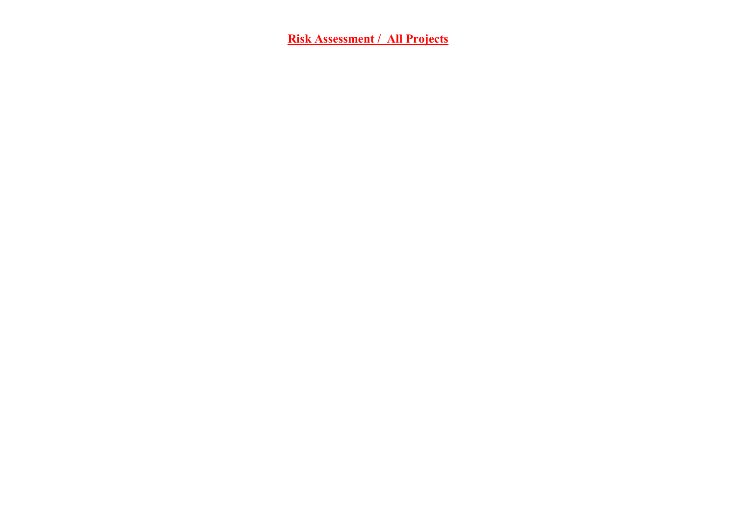# Risk Assessment /  All Projects